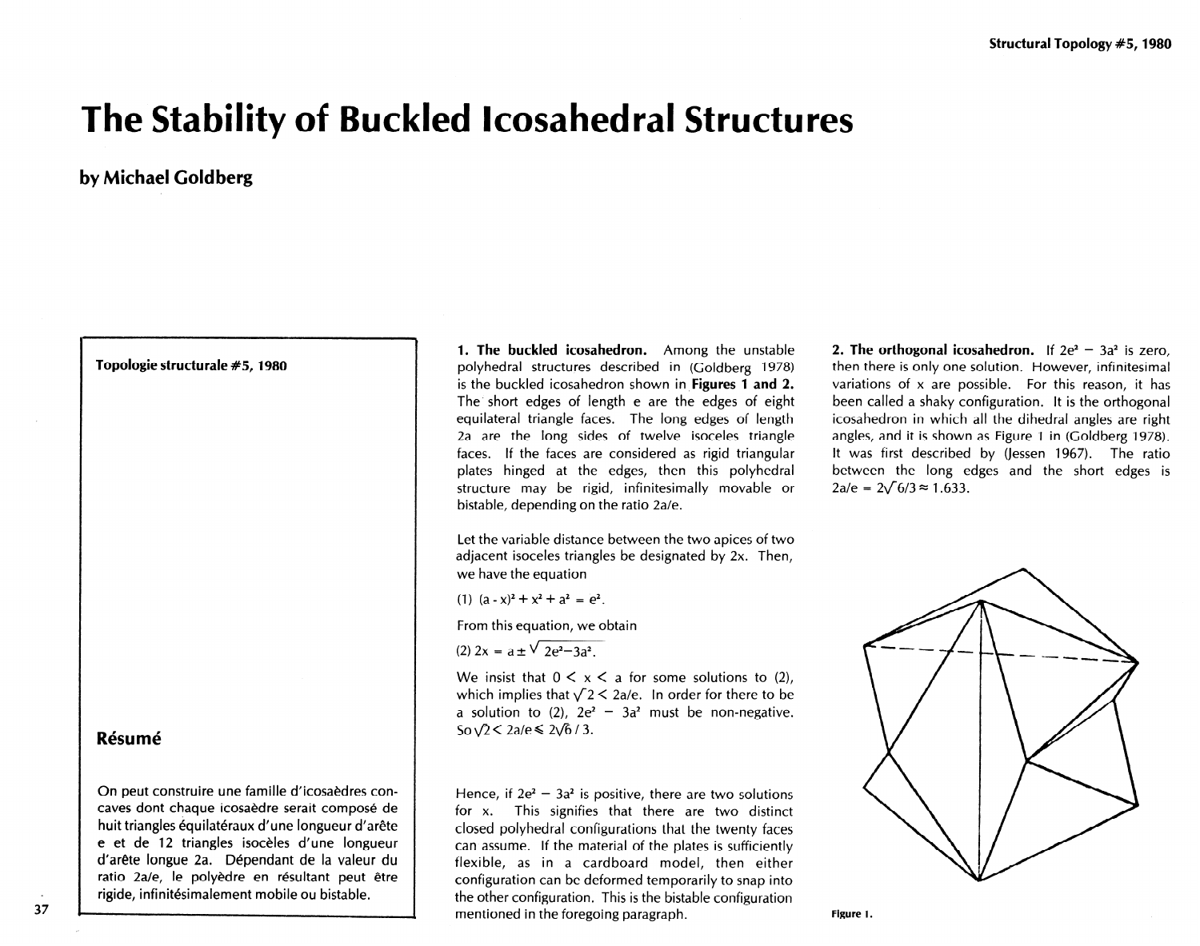# The Stability of Buckled Icosahedral Structures

**by Michael Goldberg**

Topologie structurale #5, 1980

## Résumé

On peut construire une famille d'icosaèdres concaves dont chaque icosaèdre serait composé de huit triangles équilatéraux d'une longueur d'arête e et de 12 triangles isocèles d'une longueur d'arête longue 2a. Dépendant de la valeur du ratio 2a/e, le polyèdre en résultant peut être rigide, infinitésimalement mobile ou bistable.

**1. The buckled icosahedron.** Among the unstable polyhedral structures described in (Goldberg 1978) is the buckled icosahedron shown in **Figures 1 and 2.** The short edges of length e are the edges of eight equilateral triangle faces. The long edges of length 2a are the long sides of twelve isoceles triangle faces. If the faces are considered as rigid triangular plates hinged at the edges, then this polyhedral structure may be rigid, infinitesimally movable or bistable, depending on the ratio 2a/e.

Let the variable distance between the two apices of two adjacent isoceles triangles be designated by 2x. Then, we have the equation

(1) $(a - x)^2 + x^2 + a^2 = e^2$.

From this equation, we obtain

(2) $2x = a \pm \sqrt{2e^2 - 3a^2}$.

We insist that $0 < x < a$ for some solutions to (2), which implies that $\sqrt{2} < 2a/e$. In order for there to be a solution to (2), $2e^2 - 3a^2$ must be non-negative. So $\sqrt{2} < 2a/e \leqslant 2\sqrt{6}/3$.

Hence, if $2e^2 - 3a^2$ is positive, there are two solutions for x. This signifies that there are two distinct closed polyhedral configurations that the twenty faces can assume. If the material of the plates is sufficiently flexible, as in a cardboard model, then either configuration can be deformed temporarily to snap into the other configuration. This is the bistable configuration mentioned in the foregoing paragraph.

**2. The orthogonal icosahedron.** If $2e^2 - 3a^2$ is zero, then there is only one solution. However, infinitesimal variations of x are possible. For this reason, it has been called a shaky configuration. It is the orthogonal icosahedron in which all the dihedral angles are right angles, and it is shown as Figure 1 in (Goldberg 1978). It was first described by (Jessen 1967). The ratio between the long edges and the short edges is $2a/e = 2\sqrt{6}/3 \approx 1.633$.

**Figure 1.**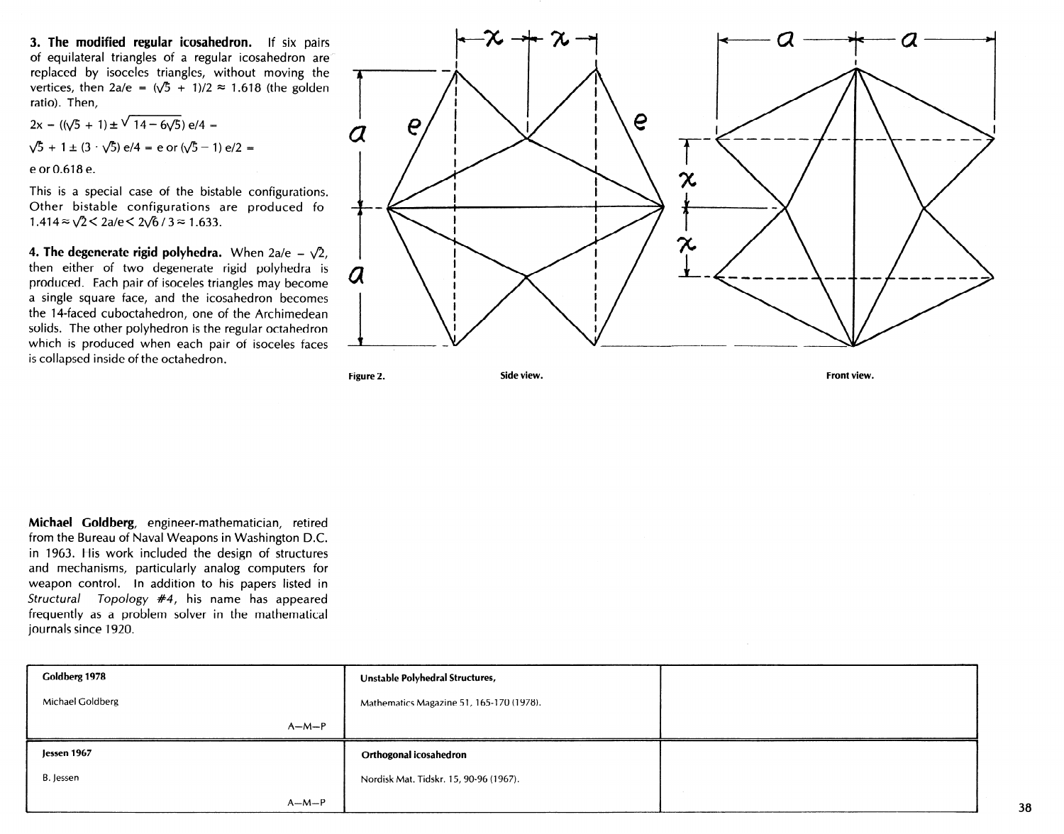**3. The modified regular icosahedron.** If six pairs of equilateral triangles of a regular icosahedron are replaced by isoceles triangles, without moving the vertices, then $2a/e = (\sqrt{5} + 1)/2 \approx 1.618$ (the golden ratio). Then,

$2x = ((\sqrt{5} + 1) \pm \sqrt{14 - 6\sqrt{5}})\, e/4 =$

$\sqrt{5} + 1 \pm (3 \cdot \sqrt{5})\, e/4 = e$ or $(\sqrt{5} - 1)\, e/2 =$

$e$ or $0.618\, e$.

This is a special case of the bistable configurations. Other bistable configurations are produced fo $1.414 \approx \sqrt{2} < 2a/e < 2\sqrt{6}/3 \approx 1.633$.

**4. The degenerate rigid polyhedra.** When $2a/e = \sqrt{2}$, then either of two degenerate rigid polyhedra is produced. Each pair of isoceles triangles may become a single square face, and the icosahedron becomes the 14-faced cuboctahedron, one of the Archimedean solids. The other polyhedron is the regular octahedron which is produced when each pair of isoceles faces is collapsed inside of the octahedron.

x x a a e e a a x x

Figure 2. Side view. Front view.

**Michael Goldberg**, engineer-mathematician, retired from the Bureau of Naval Weapons in Washington D.C. in 1963. His work included the design of structures and mechanisms, particularly analog computers for weapon control. In addition to his papers listed in *Structural Topology #4*, his name has appeared frequently as a problem solver in the mathematical journals since 1920.

| | | |
|---|---|---|
| **Goldberg 1978**<br>Michael Goldberg<br>A—M—P | **Unstable Polyhedral Structures,**<br>Mathematics Magazine 51, 165-170 (1978). | |
| **Jessen 1967**<br>B. Jessen<br>A—M—P | **Orthogonal icosahedron**<br>Nordisk Mat. Tidskr. 15, 90-96 (1967). | |